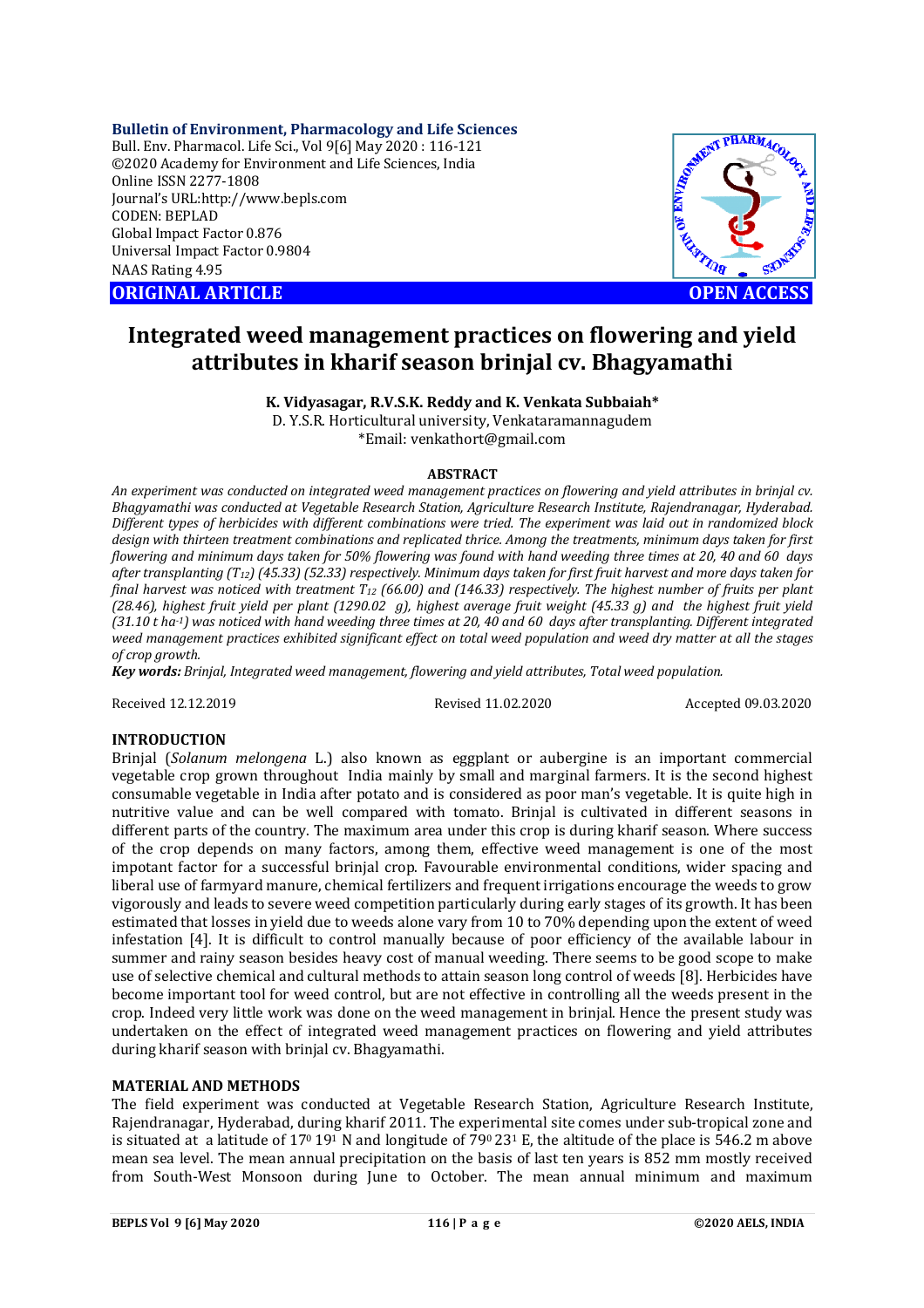**Bulletin of Environment, Pharmacology and Life Sciences**
Bull. Env. Pharmacol. Life Sci., Vol 9[6] May 2020 : 116-121
©2020 Academy for Environment and Life Sciences, India
Online ISSN 2277-1808
Journal's URL:http://www.bepls.com
CODEN: BEPLAD
Global Impact Factor 0.876
Universal Impact Factor 0.9804
NAAS Rating 4.95

**ORIGINAL ARTICLE** **OPEN ACCESS**

# Integrated weed management practices on flowering and yield attributes in kharif season brinjal cv. Bhagyamathi

**K. Vidyasagar, R.V.S.K. Reddy and K. Venkata Subbaiah***
D. Y.S.R. Horticultural university, Venkataramannagudem
*Email: venkathort@gmail.com

**ABSTRACT**

*An experiment was conducted on integrated weed management practices on flowering and yield attributes in brinjal cv. Bhagyamathi was conducted at Vegetable Research Station, Agriculture Research Institute, Rajendranagar, Hyderabad. Different types of herbicides with different combinations were tried. The experiment was laid out in randomized block design with thirteen treatment combinations and replicated thrice. Among the treatments, minimum days taken for first flowering and minimum days taken for 50% flowering was found with hand weeding three times at 20, 40 and 60 days after transplanting ($T_{12}$) (45.33) (52.33) respectively. Minimum days taken for first fruit harvest and more days taken for final harvest was noticed with treatment $T_{12}$ (66.00) and (146.33) respectively. The highest number of fruits per plant (28.46), highest fruit yield per plant (1290.02 g), highest average fruit weight (45.33 g) and the highest fruit yield (31.10 t ha$^{-1}$) was noticed with hand weeding three times at 20, 40 and 60 days after transplanting. Different integrated weed management practices exhibited significant effect on total weed population and weed dry matter at all the stages of crop growth.*

***Key words:*** *Brinjal, Integrated weed management, flowering and yield attributes, Total weed population.*

Received 12.12.2019 Revised 11.02.2020 Accepted 09.03.2020

## INTRODUCTION

Brinjal (*Solanum melongena* L.) also known as eggplant or aubergine is an important commercial vegetable crop grown throughout India mainly by small and marginal farmers. It is the second highest consumable vegetable in India after potato and is considered as poor man's vegetable. It is quite high in nutritive value and can be well compared with tomato. Brinjal is cultivated in different seasons in different parts of the country. The maximum area under this crop is during kharif season. Where success of the crop depends on many factors, among them, effective weed management is one of the most impotant factor for a successful brinjal crop. Favourable environmental conditions, wider spacing and liberal use of farmyard manure, chemical fertilizers and frequent irrigations encourage the weeds to grow vigorously and leads to severe weed competition particularly during early stages of its growth. It has been estimated that losses in yield due to weeds alone vary from 10 to 70% depending upon the extent of weed infestation [4]. It is difficult to control manually because of poor efficiency of the available labour in summer and rainy season besides heavy cost of manual weeding. There seems to be good scope to make use of selective chemical and cultural methods to attain season long control of weeds [8]. Herbicides have become important tool for weed control, but are not effective in controlling all the weeds present in the crop. Indeed very little work was done on the weed management in brinjal. Hence the present study was undertaken on the effect of integrated weed management practices on flowering and yield attributes during kharif season with brinjal cv. Bhagyamathi.

## MATERIAL AND METHODS

The field experiment was conducted at Vegetable Research Station, Agriculture Research Institute, Rajendranagar, Hyderabad, during kharif 2011. The experimental site comes under sub-tropical zone and is situated at a latitude of 17$^{0}$ 19$^{1}$ N and longitude of 79$^{0}$ 23$^{1}$ E, the altitude of the place is 546.2 m above mean sea level. The mean annual precipitation on the basis of last ten years is 852 mm mostly received from South-West Monsoon during June to October. The mean annual minimum and maximum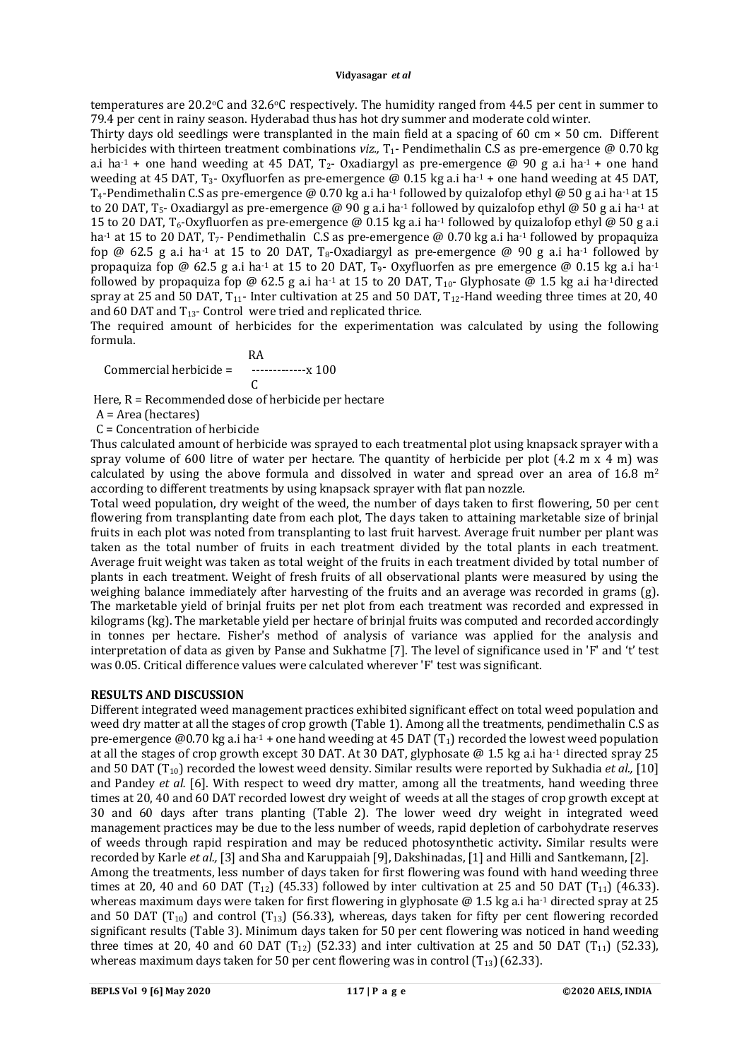temperatures are 20.2°C and 32.6°C respectively. The humidity ranged from 44.5 per cent in summer to 79.4 per cent in rainy season. Hyderabad thus has hot dry summer and moderate cold winter.

Thirty days old seedlings were transplanted in the main field at a spacing of 60 cm × 50 cm. Different herbicides with thirteen treatment combinations *viz.,* $T_1$- Pendimethalin C.S as pre-emergence @ 0.70 kg a.i ha$^{-1}$ + one hand weeding at 45 DAT, $T_2$- Oxadiargyl as pre-emergence @ 90 g a.i ha$^{-1}$ + one hand weeding at 45 DAT, $T_3$- Oxyfluorfen as pre-emergence @ 0.15 kg a.i ha$^{-1}$ + one hand weeding at 45 DAT, $T_4$-Pendimethalin C.S as pre-emergence @ 0.70 kg a.i ha$^{-1}$ followed by quizalofop ethyl @ 50 g a.i ha$^{-1}$ at 15 to 20 DAT, $T_5$- Oxadiargyl as pre-emergence @ 90 g a.i ha$^{-1}$ followed by quizalofop ethyl @ 50 g a.i ha$^{-1}$ at 15 to 20 DAT, $T_6$-Oxyfluorfen as pre-emergence @ 0.15 kg a.i ha$^{-1}$ followed by quizalofop ethyl @ 50 g a.i ha$^{-1}$ at 15 to 20 DAT, $T_7$- Pendimethalin C.S as pre-emergence @ 0.70 kg a.i ha$^{-1}$ followed by propaquiza fop @ 62.5 g a.i ha$^{-1}$ at 15 to 20 DAT, $T_8$-Oxadiargyl as pre-emergence @ 90 g a.i ha$^{-1}$ followed by propaquiza fop @ 62.5 g a.i ha$^{-1}$ at 15 to 20 DAT, $T_9$- Oxyfluorfen as pre emergence @ 0.15 kg a.i ha$^{-1}$ followed by propaquiza fop @ 62.5 g a.i ha$^{-1}$ at 15 to 20 DAT, $T_{10}$- Glyphosate @ 1.5 kg a.i ha$^{-1}$directed spray at 25 and 50 DAT, $T_{11}$- Inter cultivation at 25 and 50 DAT, $T_{12}$-Hand weeding three times at 20, 40 and 60 DAT and $T_{13}$- Control were tried and replicated thrice.

The required amount of herbicides for the experimentation was calculated by using the following formula.

$$\text{Commercial herbicide} = \frac{RA}{C} \times 100$$

Here, R = Recommended dose of herbicide per hectare

A = Area (hectares)

C = Concentration of herbicide

Thus calculated amount of herbicide was sprayed to each treatmental plot using knapsack sprayer with a spray volume of 600 litre of water per hectare. The quantity of herbicide per plot (4.2 m x 4 m) was calculated by using the above formula and dissolved in water and spread over an area of 16.8 m$^2$ according to different treatments by using knapsack sprayer with flat pan nozzle.

Total weed population, dry weight of the weed, the number of days taken to first flowering, 50 per cent flowering from transplanting date from each plot, The days taken to attaining marketable size of brinjal fruits in each plot was noted from transplanting to last fruit harvest. Average fruit number per plant was taken as the total number of fruits in each treatment divided by the total plants in each treatment. Average fruit weight was taken as total weight of the fruits in each treatment divided by total number of plants in each treatment. Weight of fresh fruits of all observational plants were measured by using the weighing balance immediately after harvesting of the fruits and an average was recorded in grams (g). The marketable yield of brinjal fruits per net plot from each treatment was recorded and expressed in kilograms (kg). The marketable yield per hectare of brinjal fruits was computed and recorded accordingly in tonnes per hectare. Fisher's method of analysis of variance was applied for the analysis and interpretation of data as given by Panse and Sukhatme [7]. The level of significance used in 'F' and 't' test was 0.05. Critical difference values were calculated wherever 'F' test was significant.

## RESULTS AND DISCUSSION

Different integrated weed management practices exhibited significant effect on total weed population and weed dry matter at all the stages of crop growth (Table 1). Among all the treatments, pendimethalin C.S as pre-emergence @0.70 kg a.i ha$^{-1}$ + one hand weeding at 45 DAT ($T_1$) recorded the lowest weed population at all the stages of crop growth except 30 DAT. At 30 DAT, glyphosate @ 1.5 kg a.i ha$^{-1}$ directed spray 25 and 50 DAT ($T_{10}$) recorded the lowest weed density. Similar results were reported by Sukhadia *et al.,* [10] and Pandey *et al.* [6]. With respect to weed dry matter, among all the treatments, hand weeding three times at 20, 40 and 60 DAT recorded lowest dry weight of weeds at all the stages of crop growth except at 30 and 60 days after trans planting (Table 2). The lower weed dry weight in integrated weed management practices may be due to the less number of weeds, rapid depletion of carbohydrate reserves of weeds through rapid respiration and may be reduced photosynthetic activity**.** Similar results were recorded by Karle *et al.,* [3] and Sha and Karuppaiah [9], Dakshinadas, [1] and Hilli and Santkemann, [2].

Among the treatments, less number of days taken for first flowering was found with hand weeding three times at 20, 40 and 60 DAT ($T_{12}$) (45.33) followed by inter cultivation at 25 and 50 DAT ($T_{11}$) (46.33). whereas maximum days were taken for first flowering in glyphosate @ 1.5 kg a.i ha$^{-1}$ directed spray at 25 and 50 DAT ($T_{10}$) and control ($T_{13}$) (56.33), whereas, days taken for fifty per cent flowering recorded significant results (Table 3). Minimum days taken for 50 per cent flowering was noticed in hand weeding three times at 20, 40 and 60 DAT ($T_{12}$) (52.33) and inter cultivation at 25 and 50 DAT ($T_{11}$) (52.33), whereas maximum days taken for 50 per cent flowering was in control ($T_{13}$) (62.33).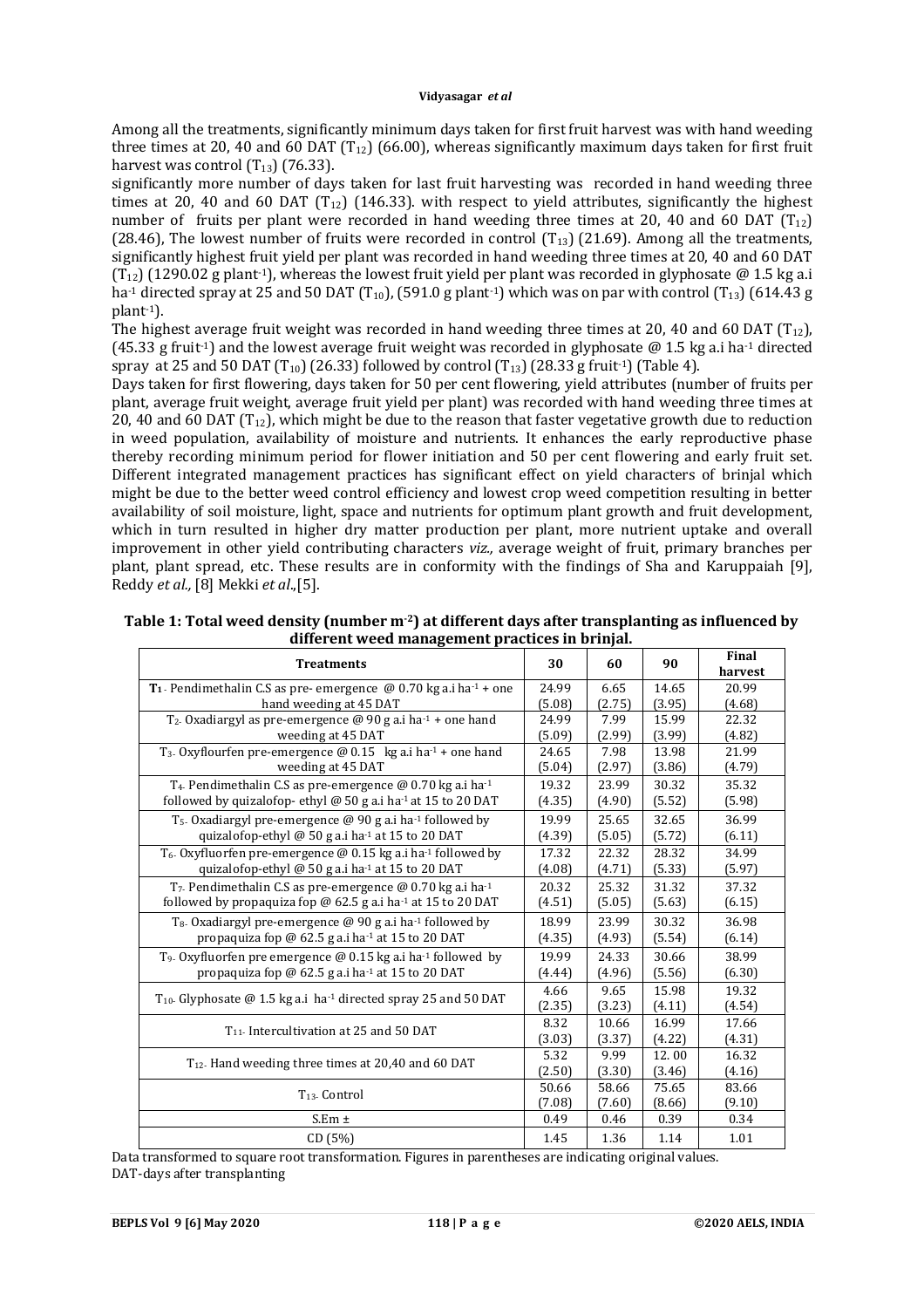Among all the treatments, significantly minimum days taken for first fruit harvest was with hand weeding three times at 20, 40 and 60 DAT ($T_{12}$) (66.00), whereas significantly maximum days taken for first fruit harvest was control ($T_{13}$) (76.33).

significantly more number of days taken for last fruit harvesting was recorded in hand weeding three times at 20, 40 and 60 DAT ($T_{12}$) (146.33). with respect to yield attributes, significantly the highest number of fruits per plant were recorded in hand weeding three times at 20, 40 and 60 DAT ($T_{12}$) (28.46), The lowest number of fruits were recorded in control ($T_{13}$) (21.69). Among all the treatments, significantly highest fruit yield per plant was recorded in hand weeding three times at 20, 40 and 60 DAT ($T_{12}$) (1290.02 g plant$^{-1}$), whereas the lowest fruit yield per plant was recorded in glyphosate @ 1.5 kg a.i ha$^{-1}$ directed spray at 25 and 50 DAT ($T_{10}$), (591.0 g plant$^{-1}$) which was on par with control ($T_{13}$) (614.43 g plant$^{-1}$).

The highest average fruit weight was recorded in hand weeding three times at 20, 40 and 60 DAT ($T_{12}$), (45.33 g fruit$^{-1}$) and the lowest average fruit weight was recorded in glyphosate @ 1.5 kg a.i ha$^{-1}$ directed spray at 25 and 50 DAT ($T_{10}$) (26.33) followed by control ($T_{13}$) (28.33 g fruit$^{-1}$) (Table 4).

Days taken for first flowering, days taken for 50 per cent flowering, yield attributes (number of fruits per plant, average fruit weight, average fruit yield per plant) was recorded with hand weeding three times at 20, 40 and 60 DAT ($T_{12}$), which might be due to the reason that faster vegetative growth due to reduction in weed population, availability of moisture and nutrients. It enhances the early reproductive phase thereby recording minimum period for flower initiation and 50 per cent flowering and early fruit set. Different integrated management practices has significant effect on yield characters of brinjal which might be due to the better weed control efficiency and lowest crop weed competition resulting in better availability of soil moisture, light, space and nutrients for optimum plant growth and fruit development, which in turn resulted in higher dry matter production per plant, more nutrient uptake and overall improvement in other yield contributing characters *viz.,* average weight of fruit, primary branches per plant, plant spread, etc. These results are in conformity with the findings of Sha and Karuppaiah [9], Reddy *et al.,* [8] Mekki *et al*.,[5].

**Table 1: Total weed density (number m$^{-2}$) at different days after transplanting as influenced by different weed management practices in brinjal.**

| Treatments | 30 | 60 | 90 | Final harvest |
|---|---|---|---|---|
| **$T_1$**- Pendimethalin C.S as pre- emergence @ 0.70 kg a.i ha$^{-1}$ + one hand weeding at 45 DAT | 24.99 (5.08) | 6.65 (2.75) | 14.65 (3.95) | 20.99 (4.68) |
| $T_2$- Oxadiargyl as pre-emergence @ 90 g a.i ha$^{-1}$ + one hand weeding at 45 DAT | 24.99 (5.09) | 7.99 (2.99) | 15.99 (3.99) | 22.32 (4.82) |
| $T_3$- Oxyflourfen pre-emergence @ 0.15 kg a.i ha$^{-1}$ + one hand weeding at 45 DAT | 24.65 (5.04) | 7.98 (2.97) | 13.98 (3.86) | 21.99 (4.79) |
| $T_4$- Pendimethalin C.S as pre-emergence @ 0.70 kg a.i ha$^{-1}$ followed by quizalofop- ethyl @ 50 g a.i ha$^{-1}$ at 15 to 20 DAT | 19.32 (4.35) | 23.99 (4.90) | 30.32 (5.52) | 35.32 (5.98) |
| $T_5$- Oxadiargyl pre-emergence @ 90 g a.i ha$^{-1}$ followed by quizalofop-ethyl @ 50 g a.i ha$^{-1}$ at 15 to 20 DAT | 19.99 (4.39) | 25.65 (5.05) | 32.65 (5.72) | 36.99 (6.11) |
| $T_6$- Oxyfluorfen pre-emergence @ 0.15 kg a.i ha$^{-1}$ followed by quizalofop-ethyl @ 50 g a.i ha$^{-1}$ at 15 to 20 DAT | 17.32 (4.08) | 22.32 (4.71) | 28.32 (5.33) | 34.99 (5.97) |
| $T_7$- Pendimethalin C.S as pre-emergence @ 0.70 kg a.i ha$^{-1}$ followed by propaquiza fop @ 62.5 g a.i ha$^{-1}$ at 15 to 20 DAT | 20.32 (4.51) | 25.32 (5.05) | 31.32 (5.63) | 37.32 (6.15) |
| $T_8$- Oxadiargyl pre-emergence @ 90 g a.i ha$^{-1}$ followed by propaquiza fop @ 62.5 g a.i ha$^{-1}$ at 15 to 20 DAT | 18.99 (4.35) | 23.99 (4.93) | 30.32 (5.54) | 36.98 (6.14) |
| $T_9$- Oxyfluorfen pre emergence @ 0.15 kg a.i ha$^{-1}$ followed by propaquiza fop @ 62.5 g a.i ha$^{-1}$ at 15 to 20 DAT | 19.99 (4.44) | 24.33 (4.96) | 30.66 (5.56) | 38.99 (6.30) |
| $T_{10}$- Glyphosate @ 1.5 kg a.i ha$^{-1}$ directed spray 25 and 50 DAT | 4.66 (2.35) | 9.65 (3.23) | 15.98 (4.11) | 19.32 (4.54) |
| $T_{11}$- Intercultivation at 25 and 50 DAT | 8.32 (3.03) | 10.66 (3.37) | 16.99 (4.22) | 17.66 (4.31) |
| $T_{12}$- Hand weeding three times at 20,40 and 60 DAT | 5.32 (2.50) | 9.99 (3.30) | 12. 00 (3.46) | 16.32 (4.16) |
| $T_{13}$- Control | 50.66 (7.08) | 58.66 (7.60) | 75.65 (8.66) | 83.66 (9.10) |
| S.Em ± | 0.49 | 0.46 | 0.39 | 0.34 |
| CD (5%) | 1.45 | 1.36 | 1.14 | 1.01 |

Data transformed to square root transformation. Figures in parentheses are indicating original values.
DAT-days after transplanting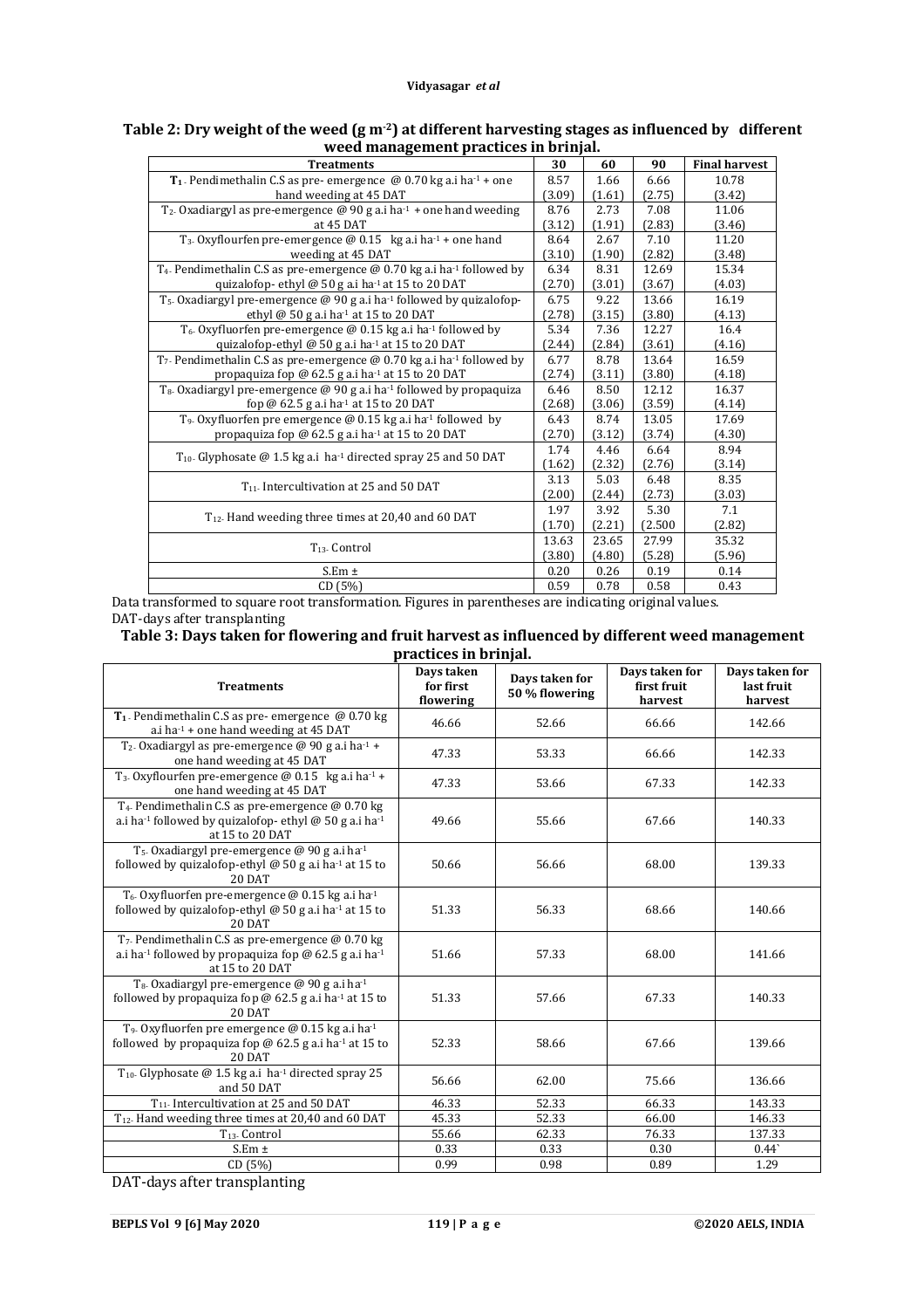**Table 2: Dry weight of the weed (g m$^{-2}$) at different harvesting stages as influenced by different weed management practices in brinjal.**

| Treatments | 30 | 60 | 90 | Final harvest |
|---|---|---|---|---|
| **T$_1$**- Pendimethalin C.S as pre- emergence @ 0.70 kg a.i ha$^{-1}$ + one hand weeding at 45 DAT | 8.57 (3.09) | 1.66 (1.61) | 6.66 (2.75) | 10.78 (3.42) |
| T$_2$- Oxadiargyl as pre-emergence @ 90 g a.i ha$^{-1}$ + one hand weeding at 45 DAT | 8.76 (3.12) | 2.73 (1.91) | 7.08 (2.83) | 11.06 (3.46) |
| T$_3$- Oxyflourfen pre-emergence @ 0.15 kg a.i ha$^{-1}$ + one hand weeding at 45 DAT | 8.64 (3.10) | 2.67 (1.90) | 7.10 (2.82) | 11.20 (3.48) |
| T$_4$- Pendimethalin C.S as pre-emergence @ 0.70 kg a.i ha$^{-1}$ followed by quizalofop- ethyl @ 50 g a.i ha$^{-1}$ at 15 to 20 DAT | 6.34 (2.70) | 8.31 (3.01) | 12.69 (3.67) | 15.34 (4.03) |
| T$_5$- Oxadiargyl pre-emergence @ 90 g a.i ha$^{-1}$ followed by quizalofop-ethyl @ 50 g a.i ha$^{-1}$ at 15 to 20 DAT | 6.75 (2.78) | 9.22 (3.15) | 13.66 (3.80) | 16.19 (4.13) |
| T$_6$- Oxyfluorfen pre-emergence @ 0.15 kg a.i ha$^{-1}$ followed by quizalofop-ethyl @ 50 g a.i ha$^{-1}$ at 15 to 20 DAT | 5.34 (2.44) | 7.36 (2.84) | 12.27 (3.61) | 16.4 (4.16) |
| T$_7$- Pendimethalin C.S as pre-emergence @ 0.70 kg a.i ha$^{-1}$ followed by propaquiza fop @ 62.5 g a.i ha$^{-1}$ at 15 to 20 DAT | 6.77 (2.74) | 8.78 (3.11) | 13.64 (3.80) | 16.59 (4.18) |
| T$_8$- Oxadiargyl pre-emergence @ 90 g a.i ha$^{-1}$ followed by propaquiza fop @ 62.5 g a.i ha$^{-1}$ at 15 to 20 DAT | 6.46 (2.68) | 8.50 (3.06) | 12.12 (3.59) | 16.37 (4.14) |
| T$_9$- Oxyfluorfen pre emergence @ 0.15 kg a.i ha$^{-1}$ followed by propaquiza fop @ 62.5 g a.i ha$^{-1}$ at 15 to 20 DAT | 6.43 (2.70) | 8.74 (3.12) | 13.05 (3.74) | 17.69 (4.30) |
| T$_{10}$- Glyphosate @ 1.5 kg a.i ha$^{-1}$ directed spray 25 and 50 DAT | 1.74 (1.62) | 4.46 (2.32) | 6.64 (2.76) | 8.94 (3.14) |
| T$_{11}$- Intercultivation at 25 and 50 DAT | 3.13 (2.00) | 5.03 (2.44) | 6.48 (2.73) | 8.35 (3.03) |
| T$_{12}$- Hand weeding three times at 20,40 and 60 DAT | 1.97 (1.70) | 3.92 (2.21) | 5.30 (2.500 | 7.1 (2.82) |
| T$_{13}$- Control | 13.63 (3.80) | 23.65 (4.80) | 27.99 (5.28) | 35.32 (5.96) |
| S.Em ± | 0.20 | 0.26 | 0.19 | 0.14 |
| CD (5%) | 0.59 | 0.78 | 0.58 | 0.43 |

Data transformed to square root transformation. Figures in parentheses are indicating original values.
DAT-days after transplanting

**Table 3: Days taken for flowering and fruit harvest as influenced by different weed management practices in brinjal.**

| Treatments | Days taken for first flowering | Days taken for 50 % flowering | Days taken for first fruit harvest | Days taken for last fruit harvest |
|---|---|---|---|---|
| **T$_1$**- Pendimethalin C.S as pre- emergence @ 0.70 kg a.i ha$^{-1}$ + one hand weeding at 45 DAT | 46.66 | 52.66 | 66.66 | 142.66 |
| T$_2$- Oxadiargyl as pre-emergence @ 90 g a.i ha$^{-1}$ + one hand weeding at 45 DAT | 47.33 | 53.33 | 66.66 | 142.33 |
| T$_3$- Oxyflourfen pre-emergence @ 0.15 kg a.i ha$^{-1}$ + one hand weeding at 45 DAT | 47.33 | 53.66 | 67.33 | 142.33 |
| T$_4$- Pendimethalin C.S as pre-emergence @ 0.70 kg a.i ha$^{-1}$ followed by quizalofop- ethyl @ 50 g a.i ha$^{-1}$ at 15 to 20 DAT | 49.66 | 55.66 | 67.66 | 140.33 |
| T$_5$- Oxadiargyl pre-emergence @ 90 g a.i ha$^{-1}$ followed by quizalofop-ethyl @ 50 g a.i ha$^{-1}$ at 15 to 20 DAT | 50.66 | 56.66 | 68.00 | 139.33 |
| T$_6$- Oxyfluorfen pre-emergence @ 0.15 kg a.i ha$^{-1}$ followed by quizalofop-ethyl @ 50 g a.i ha$^{-1}$ at 15 to 20 DAT | 51.33 | 56.33 | 68.66 | 140.66 |
| T$_7$- Pendimethalin C.S as pre-emergence @ 0.70 kg a.i ha$^{-1}$ followed by propaquiza fop @ 62.5 g a.i ha$^{-1}$ at 15 to 20 DAT | 51.66 | 57.33 | 68.00 | 141.66 |
| T$_8$- Oxadiargyl pre-emergence @ 90 g a.i ha$^{-1}$ followed by propaquiza fo p @ 62.5 g a.i ha$^{-1}$ at 15 to 20 DAT | 51.33 | 57.66 | 67.33 | 140.33 |
| T$_9$- Oxyfluorfen pre emergence @ 0.15 kg a.i ha$^{-1}$ followed by propaquiza fop @ 62.5 g a.i ha$^{-1}$ at 15 to 20 DAT | 52.33 | 58.66 | 67.66 | 139.66 |
| T$_{10}$- Glyphosate @ 1.5 kg a.i ha$^{-1}$ directed spray 25 and 50 DAT | 56.66 | 62.00 | 75.66 | 136.66 |
| T$_{11}$- Intercultivation at 25 and 50 DAT | 46.33 | 52.33 | 66.33 | 143.33 |
| T$_{12}$- Hand weeding three times at 20,40 and 60 DAT | 45.33 | 52.33 | 66.00 | 146.33 |
| T$_{13}$- Control | 55.66 | 62.33 | 76.33 | 137.33 |
| S.Em ± | 0.33 | 0.33 | 0.30 | 0.44` |
| CD (5%) | 0.99 | 0.98 | 0.89 | 1.29 |

DAT-days after transplanting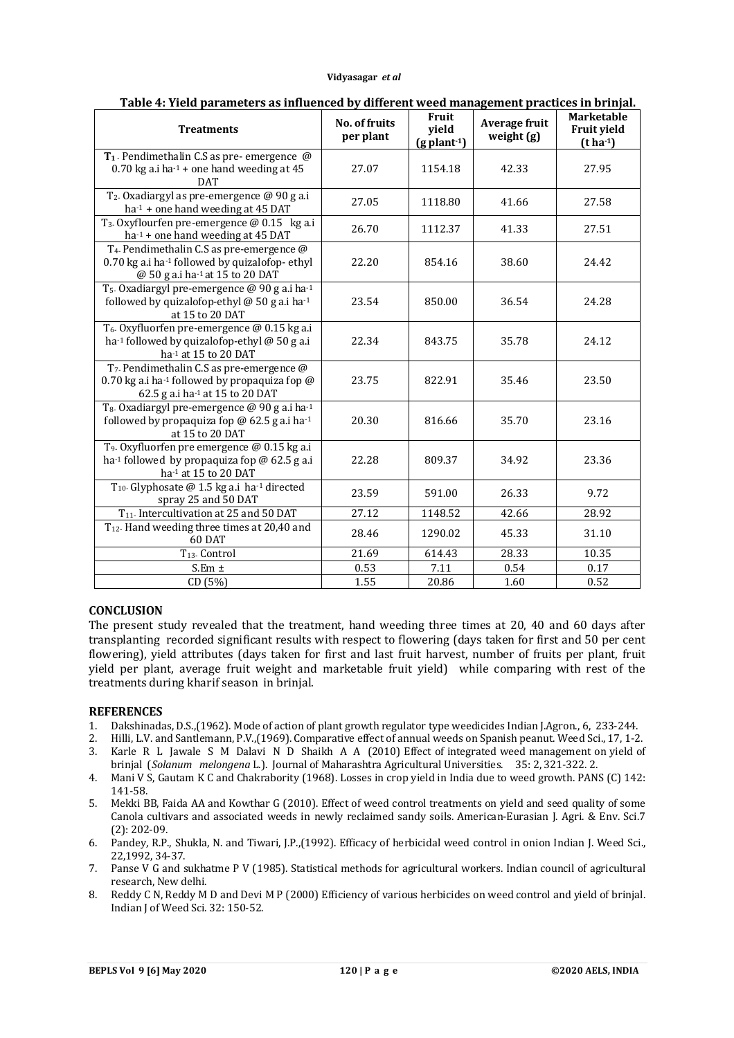**Table 4: Yield parameters as influenced by different weed management practices in brinjal.**

| Treatments | No. of fruits per plant | Fruit yield (g plant$^{-1}$) | Average fruit weight (g) | Marketable Fruit yield (t ha$^{-1}$) |
|---|---|---|---|---|
| $T_1$ - Pendimethalin C.S as pre- emergence @ 0.70 kg a.i ha$^{-1}$ + one hand weeding at 45 DAT | 27.07 | 1154.18 | 42.33 | 27.95 |
| $T_2$- Oxadiargyl as pre-emergence @ 90 g a.i ha$^{-1}$ + one hand weeding at 45 DAT | 27.05 | 1118.80 | 41.66 | 27.58 |
| $T_3$- Oxyflourfen pre-emergence @ 0.15 kg a.i ha$^{-1}$ + one hand weeding at 45 DAT | 26.70 | 1112.37 | 41.33 | 27.51 |
| $T_4$- Pendimethalin C.S as pre-emergence @ 0.70 kg a.i ha$^{-1}$ followed by quizalofop- ethyl @ 50 g a.i ha$^{-1}$ at 15 to 20 DAT | 22.20 | 854.16 | 38.60 | 24.42 |
| $T_5$- Oxadiargyl pre-emergence @ 90 g a.i ha$^{-1}$ followed by quizalofop-ethyl @ 50 g a.i ha$^{-1}$ at 15 to 20 DAT | 23.54 | 850.00 | 36.54 | 24.28 |
| $T_6$- Oxyfluorfen pre-emergence @ 0.15 kg a.i ha$^{-1}$ followed by quizalofop-ethyl @ 50 g a.i ha$^{-1}$ at 15 to 20 DAT | 22.34 | 843.75 | 35.78 | 24.12 |
| $T_7$- Pendimethalin C.S as pre-emergence @ 0.70 kg a.i ha$^{-1}$ followed by propaquiza fop @ 62.5 g a.i ha$^{-1}$ at 15 to 20 DAT | 23.75 | 822.91 | 35.46 | 23.50 |
| $T_8$- Oxadiargyl pre-emergence @ 90 g a.i ha$^{-1}$ followed by propaquiza fop @ 62.5 g a.i ha$^{-1}$ at 15 to 20 DAT | 20.30 | 816.66 | 35.70 | 23.16 |
| $T_9$- Oxyfluorfen pre emergence @ 0.15 kg a.i ha$^{-1}$ followed by propaquiza fop @ 62.5 g a.i ha$^{-1}$ at 15 to 20 DAT | 22.28 | 809.37 | 34.92 | 23.36 |
| $T_{10}$- Glyphosate @ 1.5 kg a.i ha$^{-1}$ directed spray 25 and 50 DAT | 23.59 | 591.00 | 26.33 | 9.72 |
| $T_{11}$- Intercultivation at 25 and 50 DAT | 27.12 | 1148.52 | 42.66 | 28.92 |
| $T_{12}$- Hand weeding three times at 20,40 and 60 DAT | 28.46 | 1290.02 | 45.33 | 31.10 |
| $T_{13}$- Control | 21.69 | 614.43 | 28.33 | 10.35 |
| S.Em ± | 0.53 | 7.11 | 0.54 | 0.17 |
| CD (5%) | 1.55 | 20.86 | 1.60 | 0.52 |

## CONCLUSION

The present study revealed that the treatment, hand weeding three times at 20, 40 and 60 days after transplanting recorded significant results with respect to flowering (days taken for first and 50 per cent flowering), yield attributes (days taken for first and last fruit harvest, number of fruits per plant, fruit yield per plant, average fruit weight and marketable fruit yield) while comparing with rest of the treatments during kharif season in brinjal.

## REFERENCES

1. Dakshinadas, D.S.,(1962). Mode of action of plant growth regulator type weedicides Indian J.Agron., 6, 233-244.
2. Hilli, L.V. and Santlemann, P.V.,(1969). Comparative effect of annual weeds on Spanish peanut. Weed Sci., 17, 1-2.
3. Karle R L Jawale S M Dalavi N D Shaikh A A (2010) Effect of integrated weed management on yield of brinjal (*Solanum melongena* L.). Journal of Maharashtra Agricultural Universities. 35: 2, 321-322. 2.
4. Mani V S, Gautam K C and Chakrabority (1968). Losses in crop yield in India due to weed growth. PANS (C) 142: 141-58.
5. Mekki BB, Faida AA and Kowthar G (2010). Effect of weed control treatments on yield and seed quality of some Canola cultivars and associated weeds in newly reclaimed sandy soils. American-Eurasian J. Agri. & Env. Sci.7 (2): 202-09.
6. Pandey, R.P., Shukla, N. and Tiwari, J.P.,(1992). Efficacy of herbicidal weed control in onion Indian J. Weed Sci., 22,1992, 34-37.
7. Panse V G and sukhatme P V (1985). Statistical methods for agricultural workers. Indian council of agricultural research, New delhi.
8. Reddy C N, Reddy M D and Devi M P (2000) Efficiency of various herbicides on weed control and yield of brinjal. Indian J of Weed Sci. 32: 150-52.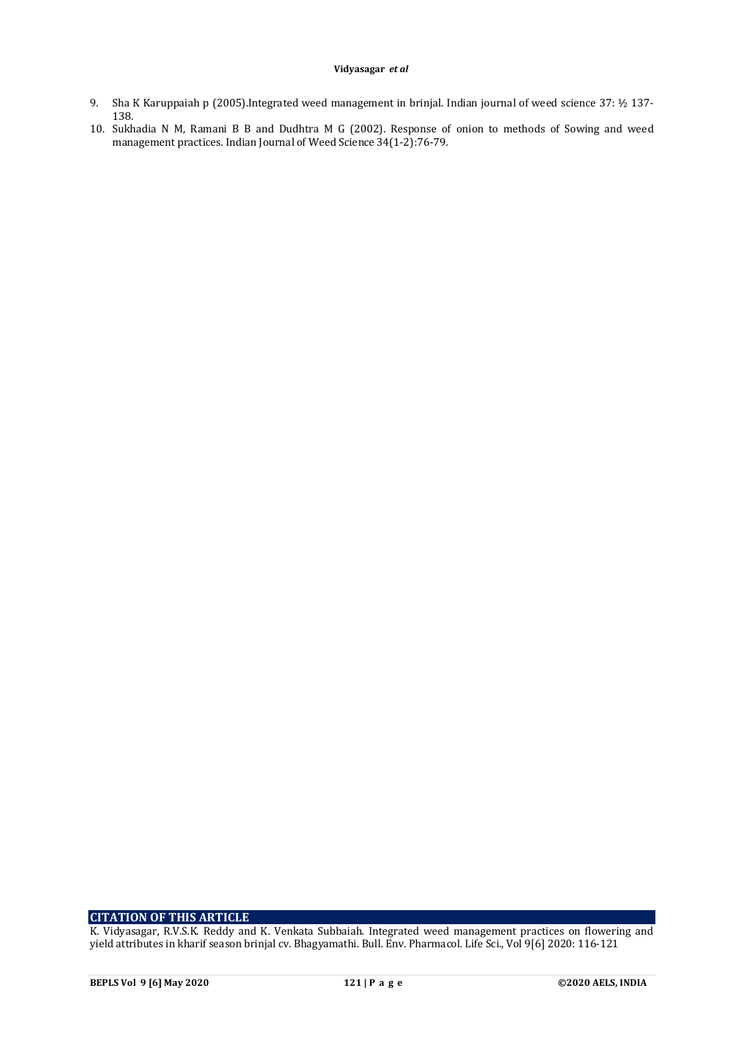9. Sha K Karuppaiah p (2005).Integrated weed management in brinjal. Indian journal of weed science 37: ½ 137-138.
10. Sukhadia N M, Ramani B B and Dudhtra M G (2002). Response of onion to methods of Sowing and weed management practices. Indian Journal of Weed Science 34(1-2):76-79.

**CITATION OF THIS ARTICLE**

K. Vidyasagar, R.V.S.K. Reddy and K. Venkata Subbaiah. Integrated weed management practices on flowering and yield attributes in kharif season brinjal cv. Bhagyamathi. Bull. Env. Pharmacol. Life Sci., Vol 9[6] 2020: 116-121